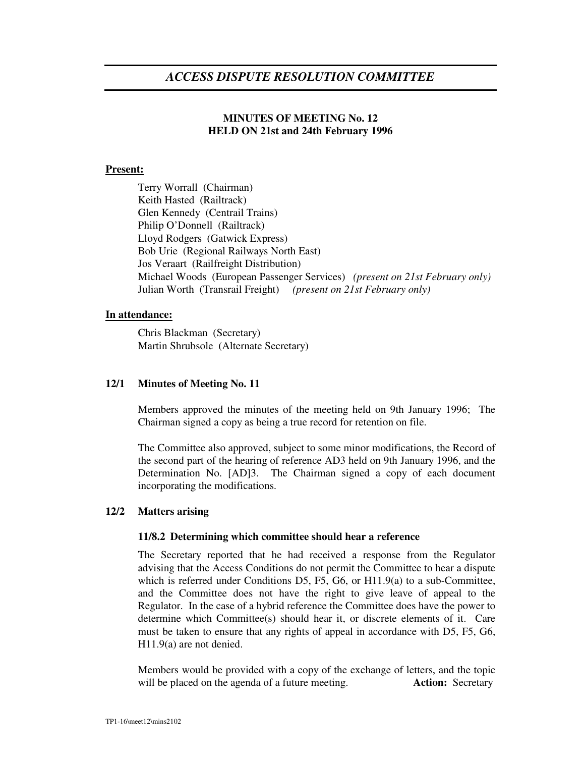# *ACCESS DISPUTE RESOLUTION COMMITTEE*

**MINUTES OF MEETING No. 12**
**HELD ON 21st and 24th February 1996**

**Present:**

Terry Worrall (Chairman)
Keith Hasted (Railtrack)
Glen Kennedy (Centrail Trains)
Philip O'Donnell (Railtrack)
Lloyd Rodgers (Gatwick Express)
Bob Urie (Regional Railways North East)
Jos Veraart (Railfreight Distribution)
Michael Woods (European Passenger Services) *(present on 21st February only)*
Julian Worth (Transrail Freight) *(present on 21st February only)*

**In attendance:**

Chris Blackman (Secretary)
Martin Shrubsole (Alternate Secretary)

### 12/1 Minutes of Meeting No. 11

Members approved the minutes of the meeting held on 9th January 1996; The Chairman signed a copy as being a true record for retention on file.

The Committee also approved, subject to some minor modifications, the Record of the second part of the hearing of reference AD3 held on 9th January 1996, and the Determination No. [AD]3. The Chairman signed a copy of each document incorporating the modifications.

### 12/2 Matters arising

**11/8.2 Determining which committee should hear a reference**

The Secretary reported that he had received a response from the Regulator advising that the Access Conditions do not permit the Committee to hear a dispute which is referred under Conditions D5, F5, G6, or H11.9(a) to a sub-Committee, and the Committee does not have the right to give leave of appeal to the Regulator. In the case of a hybrid reference the Committee does have the power to determine which Committee(s) should hear it, or discrete elements of it. Care must be taken to ensure that any rights of appeal in accordance with D5, F5, G6, H11.9(a) are not denied.

Members would be provided with a copy of the exchange of letters, and the topic will be placed on the agenda of a future meeting. **Action:** Secretary

TP1-16\meet12\mins2102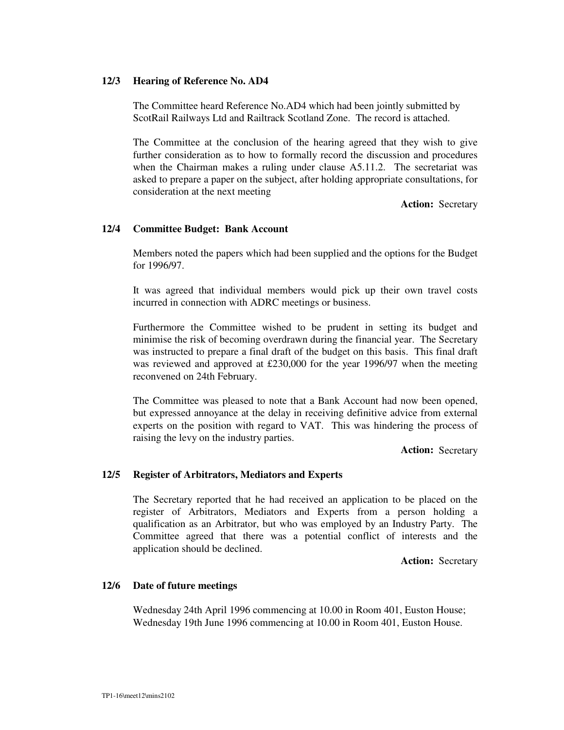### 12/3 Hearing of Reference No. AD4

The Committee heard Reference No.AD4 which had been jointly submitted by ScotRail Railways Ltd and Railtrack Scotland Zone. The record is attached.

The Committee at the conclusion of the hearing agreed that they wish to give further consideration as to how to formally record the discussion and procedures when the Chairman makes a ruling under clause A5.11.2. The secretariat was asked to prepare a paper on the subject, after holding appropriate consultations, for consideration at the next meeting

**Action:** Secretary

### 12/4 Committee Budget: Bank Account

Members noted the papers which had been supplied and the options for the Budget for 1996/97.

It was agreed that individual members would pick up their own travel costs incurred in connection with ADRC meetings or business.

Furthermore the Committee wished to be prudent in setting its budget and minimise the risk of becoming overdrawn during the financial year. The Secretary was instructed to prepare a final draft of the budget on this basis. This final draft was reviewed and approved at £230,000 for the year 1996/97 when the meeting reconvened on 24th February.

The Committee was pleased to note that a Bank Account had now been opened, but expressed annoyance at the delay in receiving definitive advice from external experts on the position with regard to VAT. This was hindering the process of raising the levy on the industry parties.

**Action:** Secretary

### 12/5 Register of Arbitrators, Mediators and Experts

The Secretary reported that he had received an application to be placed on the register of Arbitrators, Mediators and Experts from a person holding a qualification as an Arbitrator, but who was employed by an Industry Party. The Committee agreed that there was a potential conflict of interests and the application should be declined.

**Action:** Secretary

### 12/6 Date of future meetings

Wednesday 24th April 1996 commencing at 10.00 in Room 401, Euston House;
Wednesday 19th June 1996 commencing at 10.00 in Room 401, Euston House.

TP1-16\meet12\mins2102